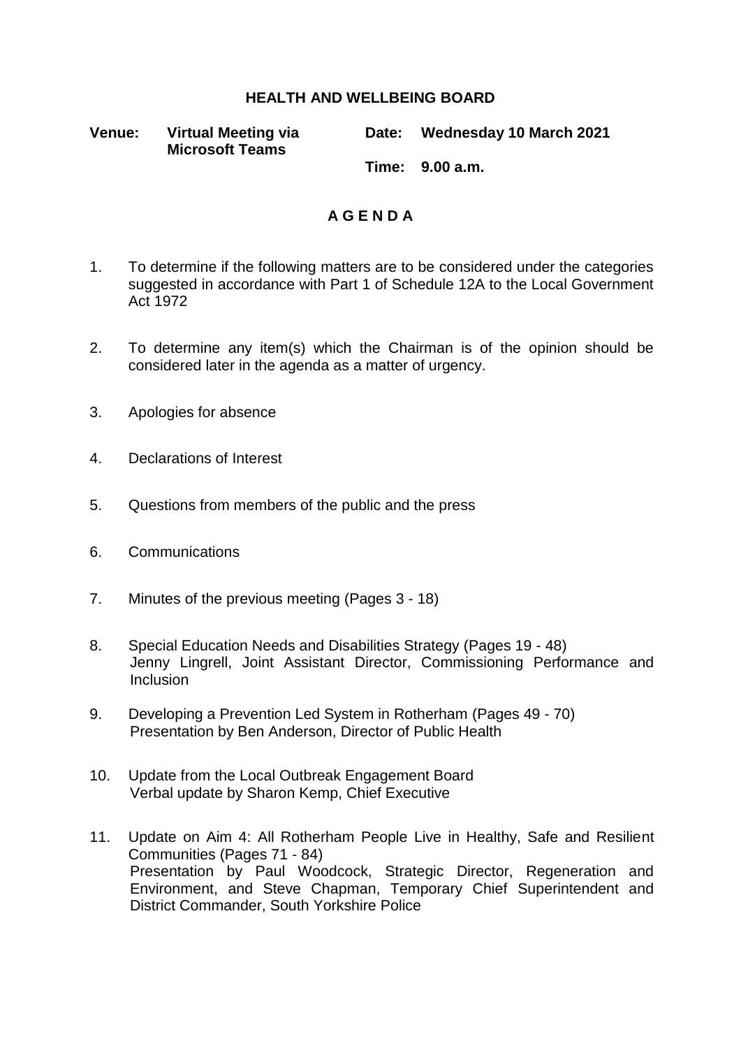# HEALTH AND WELLBEING BOARD

**Venue:** **Virtual Meeting via Microsoft Teams**

**Date:** **Wednesday 10 March 2021**

**Time:** **9.00 a.m.**

## A G E N D A

1. To determine if the following matters are to be considered under the categories suggested in accordance with Part 1 of Schedule 12A to the Local Government Act 1972

2. To determine any item(s) which the Chairman is of the opinion should be considered later in the agenda as a matter of urgency.

3. Apologies for absence

4. Declarations of Interest

5. Questions from members of the public and the press

6. Communications

7. Minutes of the previous meeting (Pages 3 - 18)

8. Special Education Needs and Disabilities Strategy (Pages 19 - 48)
   Jenny Lingrell, Joint Assistant Director, Commissioning Performance and Inclusion

9. Developing a Prevention Led System in Rotherham (Pages 49 - 70)
   Presentation by Ben Anderson, Director of Public Health

10. Update from the Local Outbreak Engagement Board
    Verbal update by Sharon Kemp, Chief Executive

11. Update on Aim 4: All Rotherham People Live in Healthy, Safe and Resilient Communities (Pages 71 - 84)
    Presentation by Paul Woodcock, Strategic Director, Regeneration and Environment, and Steve Chapman, Temporary Chief Superintendent and District Commander, South Yorkshire Police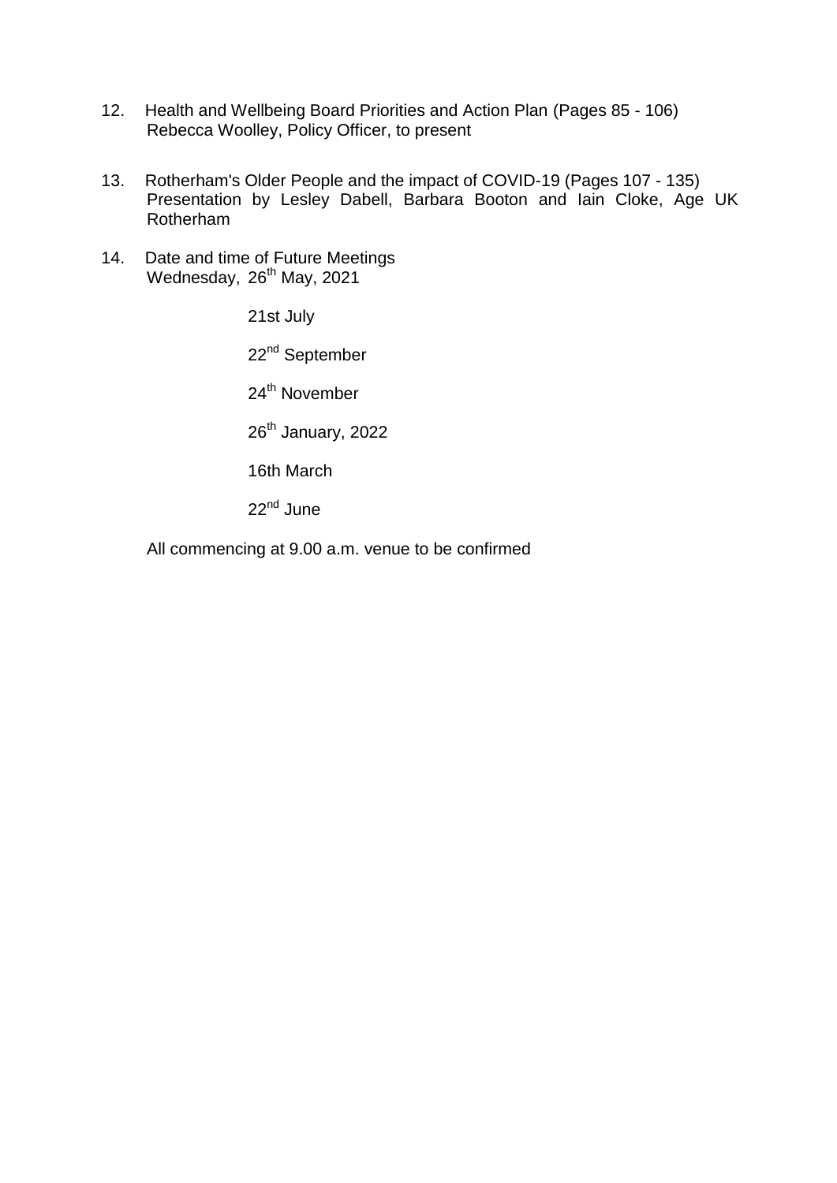12. Health and Wellbeing Board Priorities and Action Plan (Pages 85 - 106)
    Rebecca Woolley, Policy Officer, to present

13. Rotherham's Older People and the impact of COVID-19 (Pages 107 - 135)
    Presentation by Lesley Dabell, Barbara Booton and Iain Cloke, Age UK Rotherham

14. Date and time of Future Meetings
    Wednesday, 26th May, 2021

    21st July

    22nd September

    24th November

    26th January, 2022

    16th March

    22nd June

    All commencing at 9.00 a.m. venue to be confirmed